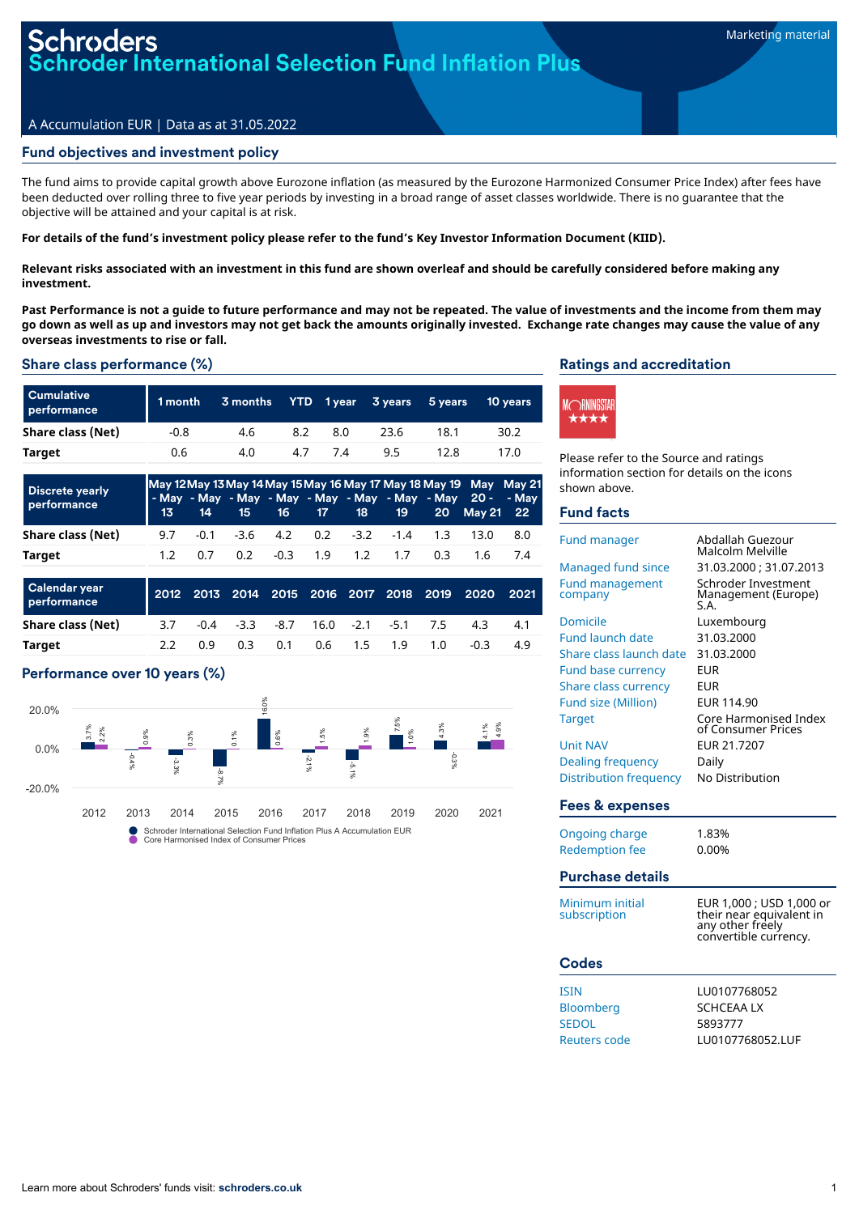# Schroders

# Schroder International Selection Fund Inflation Plus

Marketing material

A Accumulation EUR | Data as at 31.05.2022

## Fund objectives and investment policy

The fund aims to provide capital growth above Eurozone inflation (as measured by the Eurozone Harmonized Consumer Price Index) after fees have been deducted over rolling three to five year periods by investing in a broad range of asset classes worldwide. There is no guarantee that the objective will be attained and your capital is at risk.

**For details of the fund's investment policy please refer to the fund's Key Investor Information Document (KIID).**

**Relevant risks associated with an investment in this fund are shown overleaf and should be carefully considered before making any investment.**

**Past Performance is not a guide to future performance and may not be repeated. The value of investments and the income from them may go down as well as up and investors may not get back the amounts originally invested. Exchange rate changes may cause the value of any overseas investments to rise or fall.**

## Share class performance (%)

| Cumulative performance | 1 month | 3 months | YTD | 1 year | 3 years | 5 years | 10 years |
|---|---|---|---|---|---|---|---|
| **Share class (Net)** | -0.8 | 4.6 | 8.2 | 8.0 | 23.6 | 18.1 | 30.2 |
| **Target** | 0.6 | 4.0 | 4.7 | 7.4 | 9.5 | 12.8 | 17.0 |

| Discrete yearly performance | May 12 - May 13 | May 13 - May 14 | May 14 - May 15 | May 15 - May 16 | May 16 - May 17 | May 17 - May 18 | May 18 - May 19 | May 19 - May 20 | May 20 - May 21 | May 21 - May 22 |
|---|---|---|---|---|---|---|---|---|---|---|
| **Share class (Net)** | 9.7 | -0.1 | -3.6 | 4.2 | 0.2 | -3.2 | -1.4 | 1.3 | 13.0 | 8.0 |
| **Target** | 1.2 | 0.7 | 0.2 | -0.3 | 1.9 | 1.2 | 1.7 | 0.3 | 1.6 | 7.4 |

| Calendar year performance | 2012 | 2013 | 2014 | 2015 | 2016 | 2017 | 2018 | 2019 | 2020 | 2021 |
|---|---|---|---|---|---|---|---|---|---|---|
| **Share class (Net)** | 3.7 | -0.4 | -3.3 | -8.7 | 16.0 | -2.1 | -5.1 | 7.5 | 4.3 | 4.1 |
| **Target** | 2.2 | 0.9 | 0.3 | 0.1 | 0.6 | 1.5 | 1.9 | 1.0 | -0.3 | 4.9 |

## Performance over 10 years (%)

| Year | Schroder International Selection Fund Inflation Plus A Accumulation EUR | Core Harmonised Index of Consumer Prices |
|---|---|---|
| 2012 | 3.7% | 2.2% |
| 2013 | -0.4% | 0.9% |
| 2014 | -3.3% | 0.3% |
| 2015 | -8.7% | 0.1% |
| 2016 | 16.0% | 0.6% |
| 2017 | -2.1% | 1.5% |
| 2018 | -5.1% | 1.9% |
| 2019 | 7.5% | 1.0% |
| 2020 | 4.3% | -0.3% |
| 2021 | 4.1% | 4.9% |

## Ratings and accreditation

Morningstar ★★★★

Please refer to the Source and ratings information section for details on the icons shown above.

## Fund facts

| | |
|---|---|
| Fund manager | Abdallah Guezour Malcolm Melville |
| Managed fund since | 31.03.2000 ; 31.07.2013 |
| Fund management company | Schroder Investment Management (Europe) S.A. |
| Domicile | Luxembourg |
| Fund launch date | 31.03.2000 |
| Share class launch date | 31.03.2000 |
| Fund base currency | EUR |
| Share class currency | EUR |
| Fund size (Million) | EUR 114.90 |
| Target | Core Harmonised Index of Consumer Prices |
| Unit NAV | EUR 21.7207 |
| Dealing frequency | Daily |
| Distribution frequency | No Distribution |

## Fees & expenses

| | |
|---|---|
| Ongoing charge | 1.83% |
| Redemption fee | 0.00% |

## Purchase details

| | |
|---|---|
| Minimum initial subscription | EUR 1,000 ; USD 1,000 or their near equivalent in any other freely convertible currency. |

## Codes

| | |
|---|---|
| ISIN | LU0107768052 |
| Bloomberg | SCHCEAA LX |
| SEDOL | 5893777 |
| Reuters code | LU0107768052.LUF |

Learn more about Schroders' funds visit: **schroders.co.uk**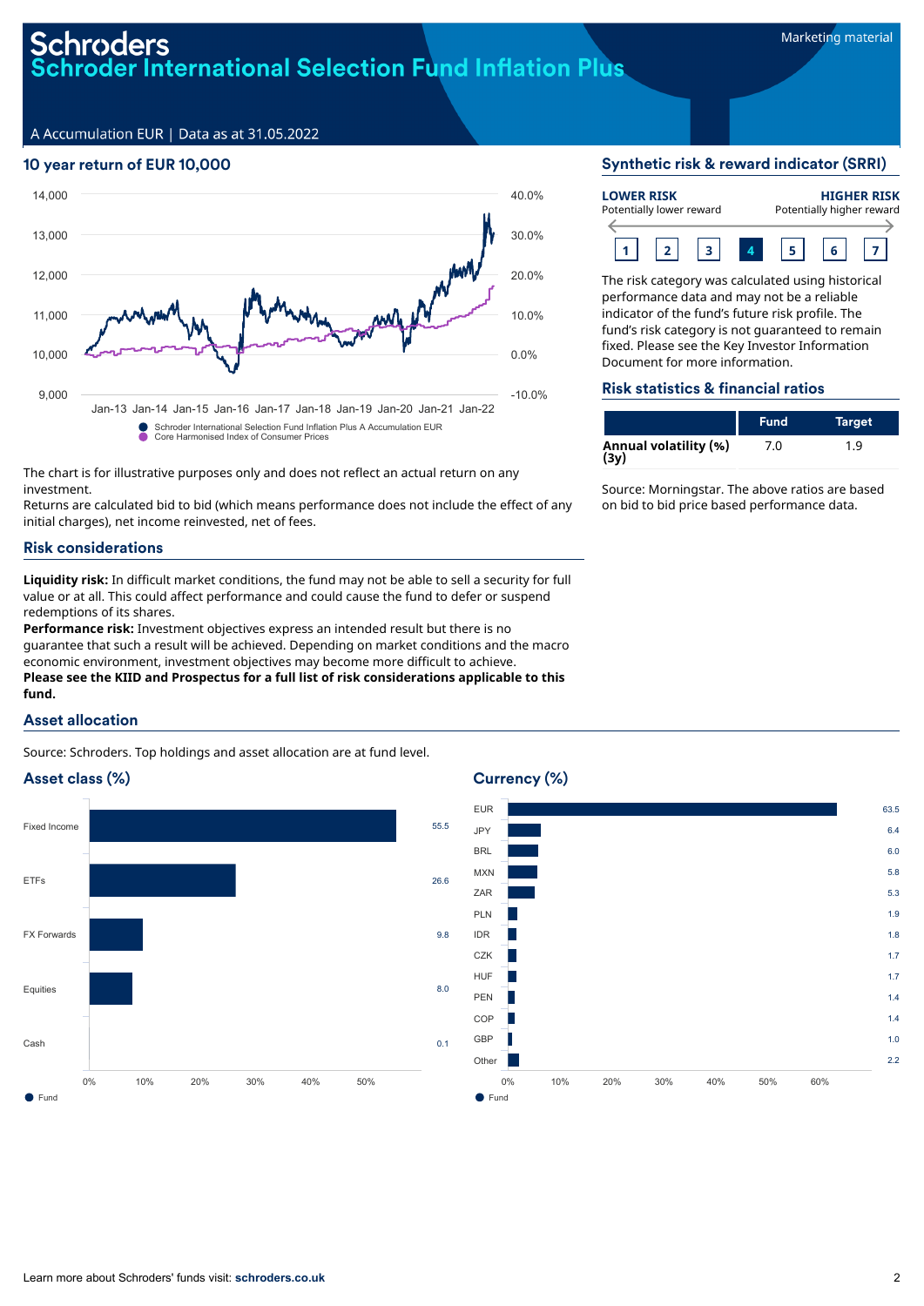# Schroders

# Schroder International Selection Fund Inflation Plus

Marketing material

A Accumulation EUR | Data as at 31.05.2022

## 10 year return of EUR 10,000

- Schroder International Selection Fund Inflation Plus A Accumulation EUR
- Core Harmonised Index of Consumer Prices

The chart is for illustrative purposes only and does not reflect an actual return on any investment.

Returns are calculated bid to bid (which means performance does not include the effect of any initial charges), net income reinvested, net of fees.

## Synthetic risk & reward indicator (SRRI)

**LOWER RISK** Potentially lower reward — **HIGHER RISK** Potentially higher reward

1 2 3 **4** 5 6 7

The risk category was calculated using historical performance data and may not be a reliable indicator of the fund's future risk profile. The fund's risk category is not guaranteed to remain fixed. Please see the Key Investor Information Document for more information.

## Risk statistics & financial ratios

| | Fund | Target |
|---|---|---|
| **Annual volatility (%) (3y)** | 7.0 | 1.9 |

Source: Morningstar. The above ratios are based on bid to bid price based performance data.

## Risk considerations

**Liquidity risk:** In difficult market conditions, the fund may not be able to sell a security for full value or at all. This could affect performance and could cause the fund to defer or suspend redemptions of its shares.

**Performance risk:** Investment objectives express an intended result but there is no guarantee that such a result will be achieved. Depending on market conditions and the macro economic environment, investment objectives may become more difficult to achieve.

**Please see the KIID and Prospectus for a full list of risk considerations applicable to this fund.**

## Asset allocation

Source: Schroders. Top holdings and asset allocation are at fund level.

### Asset class (%)

| Asset class | Fund |
|---|---|
| Fixed Income | 55.5 |
| ETFs | 26.6 |
| FX Forwards | 9.8 |
| Equities | 8.0 |
| Cash | 0.1 |

### Currency (%)

| Currency | Fund |
|---|---|
| EUR | 63.5 |
| JPY | 6.4 |
| BRL | 6.0 |
| MXN | 5.8 |
| ZAR | 5.3 |
| PLN | 1.9 |
| IDR | 1.8 |
| CZK | 1.7 |
| HUF | 1.7 |
| PEN | 1.4 |
| COP | 1.4 |
| GBP | 1.0 |
| Other | 2.2 |

Learn more about Schroders' funds visit: **schroders.co.uk**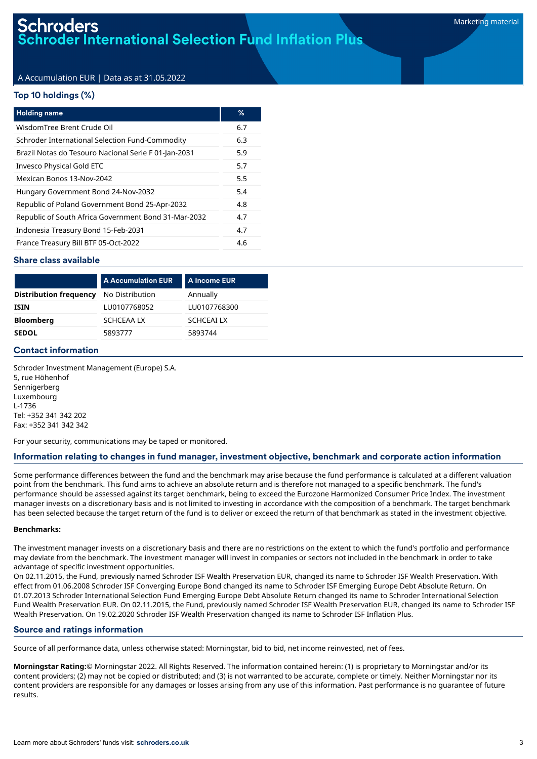# Schroders
# Schroder International Selection Fund Inflation Plus

Marketing material

A Accumulation EUR | Data as at 31.05.2022

## Top 10 holdings (%)

| Holding name | % |
|---|---|
| WisdomTree Brent Crude Oil | 6.7 |
| Schroder International Selection Fund-Commodity | 6.3 |
| Brazil Notas do Tesouro Nacional Serie F 01-Jan-2031 | 5.9 |
| Invesco Physical Gold ETC | 5.7 |
| Mexican Bonos 13-Nov-2042 | 5.5 |
| Hungary Government Bond 24-Nov-2032 | 5.4 |
| Republic of Poland Government Bond 25-Apr-2032 | 4.8 |
| Republic of South Africa Government Bond 31-Mar-2032 | 4.7 |
| Indonesia Treasury Bond 15-Feb-2031 | 4.7 |
| France Treasury Bill BTF 05-Oct-2022 | 4.6 |

## Share class available

| | A Accumulation EUR | A Income EUR |
|---|---|---|
| **Distribution frequency** | No Distribution | Annually |
| **ISIN** | LU0107768052 | LU0107768300 |
| **Bloomberg** | SCHCEAA LX | SCHCEAI LX |
| **SEDOL** | 5893777 | 5893744 |

## Contact information

Schroder Investment Management (Europe) S.A.
5, rue Höhenhof
Sennigerberg
Luxembourg
L-1736
Tel: +352 341 342 202
Fax: +352 341 342 342

For your security, communications may be taped or monitored.

## Information relating to changes in fund manager, investment objective, benchmark and corporate action information

Some performance differences between the fund and the benchmark may arise because the fund performance is calculated at a different valuation point from the benchmark. This fund aims to achieve an absolute return and is therefore not managed to a specific benchmark. The fund's performance should be assessed against its target benchmark, being to exceed the Eurozone Harmonized Consumer Price Index. The investment manager invests on a discretionary basis and is not limited to investing in accordance with the composition of a benchmark. The target benchmark has been selected because the target return of the fund is to deliver or exceed the return of that benchmark as stated in the investment objective.

**Benchmarks:**

The investment manager invests on a discretionary basis and there are no restrictions on the extent to which the fund's portfolio and performance may deviate from the benchmark. The investment manager will invest in companies or sectors not included in the benchmark in order to take advantage of specific investment opportunities.
On 02.11.2015, the Fund, previously named Schroder ISF Wealth Preservation EUR, changed its name to Schroder ISF Wealth Preservation. With effect from 01.06.2008 Schroder ISF Converging Europe Bond changed its name to Schroder ISF Emerging Europe Debt Absolute Return. On 01.07.2013 Schroder International Selection Fund Emerging Europe Debt Absolute Return changed its name to Schroder International Selection Fund Wealth Preservation EUR. On 02.11.2015, the Fund, previously named Schroder ISF Wealth Preservation EUR, changed its name to Schroder ISF Wealth Preservation. On 19.02.2020 Schroder ISF Wealth Preservation changed its name to Schroder ISF Inflation Plus.

## Source and ratings information

Source of all performance data, unless otherwise stated: Morningstar, bid to bid, net income reinvested, net of fees.

**Morningstar Rating:**© Morningstar 2022. All Rights Reserved. The information contained herein: (1) is proprietary to Morningstar and/or its content providers; (2) may not be copied or distributed; and (3) is not warranted to be accurate, complete or timely. Neither Morningstar nor its content providers are responsible for any damages or losses arising from any use of this information. Past performance is no guarantee of future results.

Learn more about Schroders' funds visit: **schroders.co.uk**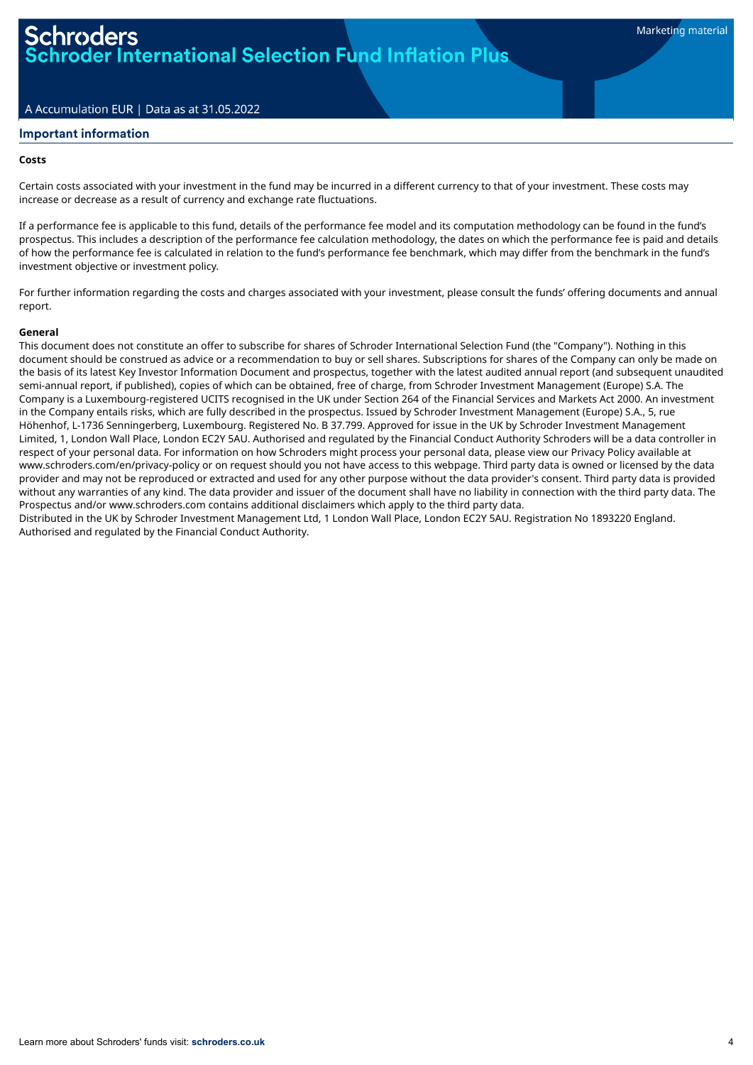## Important information

**Costs**

Certain costs associated with your investment in the fund may be incurred in a different currency to that of your investment. These costs may increase or decrease as a result of currency and exchange rate fluctuations.

If a performance fee is applicable to this fund, details of the performance fee model and its computation methodology can be found in the fund's prospectus. This includes a description of the performance fee calculation methodology, the dates on which the performance fee is paid and details of how the performance fee is calculated in relation to the fund's performance fee benchmark, which may differ from the benchmark in the fund's investment objective or investment policy.

For further information regarding the costs and charges associated with your investment, please consult the funds' offering documents and annual report.

**General**

This document does not constitute an offer to subscribe for shares of Schroder International Selection Fund (the "Company"). Nothing in this document should be construed as advice or a recommendation to buy or sell shares. Subscriptions for shares of the Company can only be made on the basis of its latest Key Investor Information Document and prospectus, together with the latest audited annual report (and subsequent unaudited semi-annual report, if published), copies of which can be obtained, free of charge, from Schroder Investment Management (Europe) S.A. The Company is a Luxembourg-registered UCITS recognised in the UK under Section 264 of the Financial Services and Markets Act 2000. An investment in the Company entails risks, which are fully described in the prospectus. Issued by Schroder Investment Management (Europe) S.A., 5, rue Höhenhof, L-1736 Senningerberg, Luxembourg. Registered No. B 37.799. Approved for issue in the UK by Schroder Investment Management Limited, 1, London Wall Place, London EC2Y 5AU. Authorised and regulated by the Financial Conduct Authority Schroders will be a data controller in respect of your personal data. For information on how Schroders might process your personal data, please view our Privacy Policy available at www.schroders.com/en/privacy-policy or on request should you not have access to this webpage. Third party data is owned or licensed by the data provider and may not be reproduced or extracted and used for any other purpose without the data provider's consent. Third party data is provided without any warranties of any kind. The data provider and issuer of the document shall have no liability in connection with the third party data. The Prospectus and/or www.schroders.com contains additional disclaimers which apply to the third party data.
Distributed in the UK by Schroder Investment Management Ltd, 1 London Wall Place, London EC2Y 5AU. Registration No 1893220 England. Authorised and regulated by the Financial Conduct Authority.